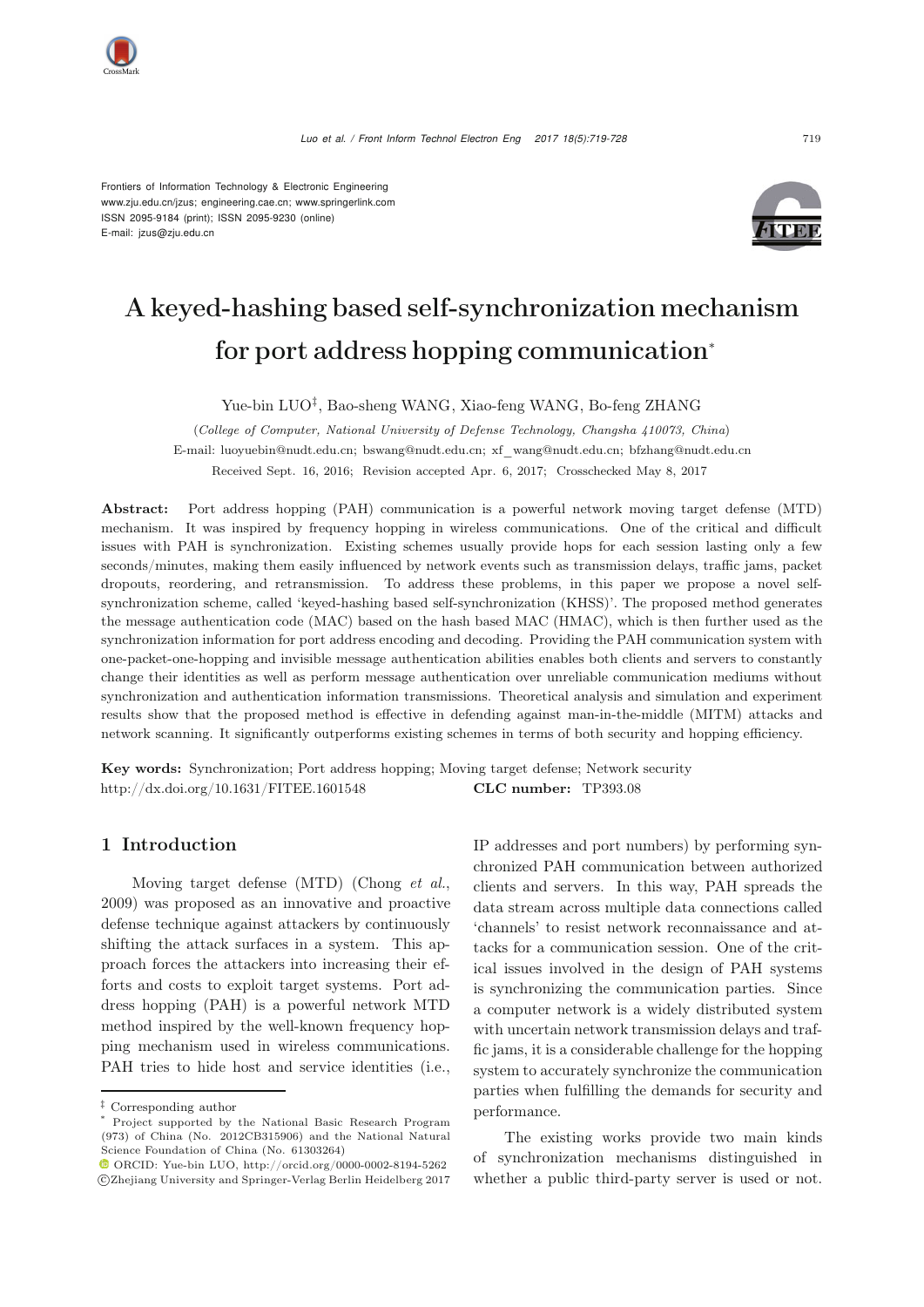Frontiers of Information Technology & Electronic Engineering
www.zju.edu.cn/jzus; engineering.cae.cn; www.springerlink.com
ISSN 2095-9184 (print); ISSN 2095-9230 (online)
E-mail: jzus@zju.edu.cn

# A keyed-hashing based self-synchronization mechanism for port address hopping communication*

Yue-bin LUO‡, Bao-sheng WANG, Xiao-feng WANG, Bo-feng ZHANG

(*College of Computer, National University of Defense Technology, Changsha 410073, China*)

E-mail: luoyuebin@nudt.edu.cn; bswang@nudt.edu.cn; xf_wang@nudt.edu.cn; bfzhang@nudt.edu.cn

Received Sept. 16, 2016; Revision accepted Apr. 6, 2017; Crosschecked May 8, 2017

**Abstract:** Port address hopping (PAH) communication is a powerful network moving target defense (MTD) mechanism. It was inspired by frequency hopping in wireless communications. One of the critical and difficult issues with PAH is synchronization. Existing schemes usually provide hops for each session lasting only a few seconds/minutes, making them easily influenced by network events such as transmission delays, traffic jams, packet dropouts, reordering, and retransmission. To address these problems, in this paper we propose a novel self-synchronization scheme, called 'keyed-hashing based self-synchronization (KHSS)'. The proposed method generates the message authentication code (MAC) based on the hash based MAC (HMAC), which is then further used as the synchronization information for port address encoding and decoding. Providing the PAH communication system with one-packet-one-hopping and invisible message authentication abilities enables both clients and servers to constantly change their identities as well as perform message authentication over unreliable communication mediums without synchronization and authentication information transmissions. Theoretical analysis and simulation and experiment results show that the proposed method is effective in defending against man-in-the-middle (MITM) attacks and network scanning. It significantly outperforms existing schemes in terms of both security and hopping efficiency.

**Key words:** Synchronization; Port address hopping; Moving target defense; Network security
http://dx.doi.org/10.1631/FITEE.1601548 **CLC number:** TP393.08

## 1 Introduction

Moving target defense (MTD) (Chong *et al.*, 2009) was proposed as an innovative and proactive defense technique against attackers by continuously shifting the attack surfaces in a system. This approach forces the attackers into increasing their efforts and costs to exploit target systems. Port address hopping (PAH) is a powerful network MTD method inspired by the well-known frequency hopping mechanism used in wireless communications. PAH tries to hide host and service identities (i.e., IP addresses and port numbers) by performing synchronized PAH communication between authorized clients and servers. In this way, PAH spreads the data stream across multiple data connections called 'channels' to resist network reconnaissance and attacks for a communication session. One of the critical issues involved in the design of PAH systems is synchronizing the communication parties. Since a computer network is a widely distributed system with uncertain network transmission delays and traffic jams, it is a considerable challenge for the hopping system to accurately synchronize the communication parties when fulfilling the demands for security and performance.

The existing works provide two main kinds of synchronization mechanisms distinguished in whether a public third-party server is used or not.

‡ Corresponding author

\* Project supported by the National Basic Research Program (973) of China (No. 2012CB315906) and the National Natural Science Foundation of China (No. 61303264)

ORCID: Yue-bin LUO, http://orcid.org/0000-0002-8194-5262

©Zhejiang University and Springer-Verlag Berlin Heidelberg 2017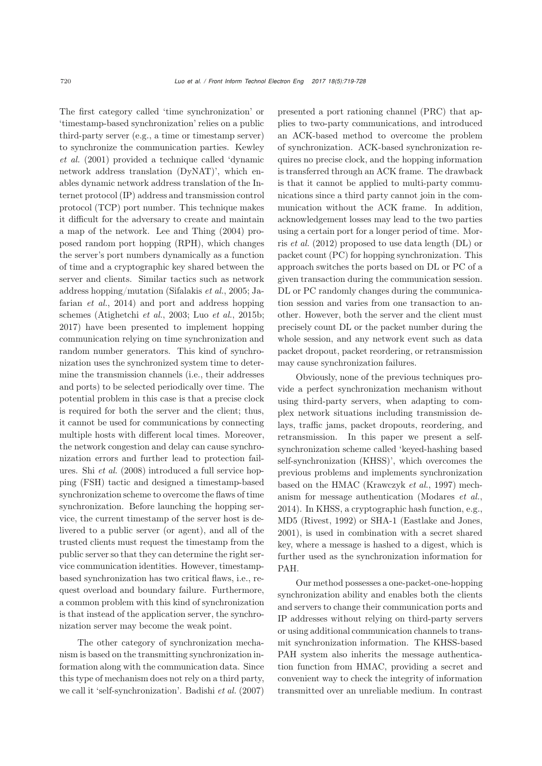The first category called 'time synchronization' or 'timestamp-based synchronization' relies on a public third-party server (e.g., a time or timestamp server) to synchronize the communication parties. Kewley *et al.* (2001) provided a technique called 'dynamic network address translation (DyNAT)', which enables dynamic network address translation of the Internet protocol (IP) address and transmission control protocol (TCP) port number. This technique makes it difficult for the adversary to create and maintain a map of the network. Lee and Thing (2004) proposed random port hopping (RPH), which changes the server's port numbers dynamically as a function of time and a cryptographic key shared between the server and clients. Similar tactics such as network address hopping/mutation (Sifalakis *et al.*, 2005; Jafarian *et al.*, 2014) and port and address hopping schemes (Atighetchi *et al.*, 2003; Luo *et al.*, 2015b; 2017) have been presented to implement hopping communication relying on time synchronization and random number generators. This kind of synchronization uses the synchronized system time to determine the transmission channels (i.e., their addresses and ports) to be selected periodically over time. The potential problem in this case is that a precise clock is required for both the server and the client; thus, it cannot be used for communications by connecting multiple hosts with different local times. Moreover, the network congestion and delay can cause synchronization errors and further lead to protection failures. Shi *et al.* (2008) introduced a full service hopping (FSH) tactic and designed a timestamp-based synchronization scheme to overcome the flaws of time synchronization. Before launching the hopping service, the current timestamp of the server host is delivered to a public server (or agent), and all of the trusted clients must request the timestamp from the public server so that they can determine the right service communication identities. However, timestamp-based synchronization has two critical flaws, i.e., request overload and boundary failure. Furthermore, a common problem with this kind of synchronization is that instead of the application server, the synchronization server may become the weak point.

The other category of synchronization mechanism is based on the transmitting synchronization information along with the communication data. Since this type of mechanism does not rely on a third party, we call it 'self-synchronization'. Badishi *et al.* (2007) presented a port rationing channel (PRC) that applies to two-party communications, and introduced an ACK-based method to overcome the problem of synchronization. ACK-based synchronization requires no precise clock, and the hopping information is transferred through an ACK frame. The drawback is that it cannot be applied to multi-party communications since a third party cannot join in the communication without the ACK frame. In addition, acknowledgement losses may lead to the two parties using a certain port for a longer period of time. Morris *et al.* (2012) proposed to use data length (DL) or packet count (PC) for hopping synchronization. This approach switches the ports based on DL or PC of a given transaction during the communication session. DL or PC randomly changes during the communication session and varies from one transaction to another. However, both the server and the client must precisely count DL or the packet number during the whole session, and any network event such as data packet dropout, packet reordering, or retransmission may cause synchronization failures.

Obviously, none of the previous techniques provide a perfect synchronization mechanism without using third-party servers, when adapting to complex network situations including transmission delays, traffic jams, packet dropouts, reordering, and retransmission. In this paper we present a self-synchronization scheme called 'keyed-hashing based self-synchronization (KHSS)', which overcomes the previous problems and implements synchronization based on the HMAC (Krawczyk *et al.*, 1997) mechanism for message authentication (Modares *et al.*, 2014). In KHSS, a cryptographic hash function, e.g., MD5 (Rivest, 1992) or SHA-1 (Eastlake and Jones, 2001), is used in combination with a secret shared key, where a message is hashed to a digest, which is further used as the synchronization information for PAH.

Our method possesses a one-packet-one-hopping synchronization ability and enables both the clients and servers to change their communication ports and IP addresses without relying on third-party servers or using additional communication channels to transmit synchronization information. The KHSS-based PAH system also inherits the message authentication function from HMAC, providing a secret and convenient way to check the integrity of information transmitted over an unreliable medium. In contrast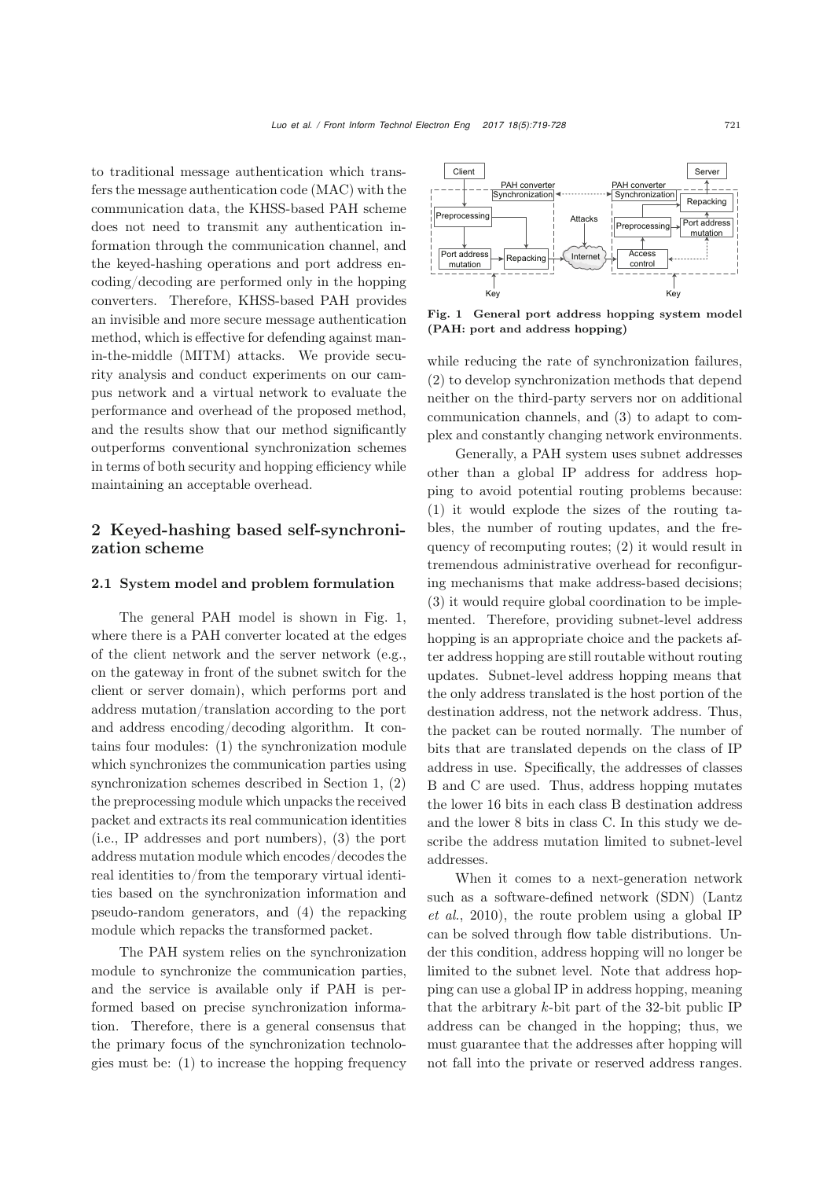to traditional message authentication which transfers the message authentication code (MAC) with the communication data, the KHSS-based PAH scheme does not need to transmit any authentication information through the communication channel, and the keyed-hashing operations and port address encoding/decoding are performed only in the hopping converters. Therefore, KHSS-based PAH provides an invisible and more secure message authentication method, which is effective for defending against man-in-the-middle (MITM) attacks. We provide security analysis and conduct experiments on our campus network and a virtual network to evaluate the performance and overhead of the proposed method, and the results show that our method significantly outperforms conventional synchronization schemes in terms of both security and hopping efficiency while maintaining an acceptable overhead.

## 2 Keyed-hashing based self-synchronization scheme

### 2.1 System model and problem formulation

The general PAH model is shown in Fig. 1, where there is a PAH converter located at the edges of the client network and the server network (e.g., on the gateway in front of the subnet switch for the client or server domain), which performs port and address mutation/translation according to the port and address encoding/decoding algorithm. It contains four modules: (1) the synchronization module which synchronizes the communication parties using synchronization schemes described in Section 1, (2) the preprocessing module which unpacks the received packet and extracts its real communication identities (i.e., IP addresses and port numbers), (3) the port address mutation module which encodes/decodes the real identities to/from the temporary virtual identities based on the synchronization information and pseudo-random generators, and (4) the repacking module which repacks the transformed packet.

The PAH system relies on the synchronization module to synchronize the communication parties, and the service is available only if PAH is performed based on precise synchronization information. Therefore, there is a general consensus that the primary focus of the synchronization technologies must be: (1) to increase the hopping frequency while reducing the rate of synchronization failures, (2) to develop synchronization methods that depend neither on the third-party servers nor on additional communication channels, and (3) to adapt to complex and constantly changing network environments.

**Fig. 1 General port address hopping system model (PAH: port and address hopping)**

Generally, a PAH system uses subnet addresses other than a global IP address for address hopping to avoid potential routing problems because: (1) it would explode the sizes of the routing tables, the number of routing updates, and the frequency of recomputing routes; (2) it would result in tremendous administrative overhead for reconfiguring mechanisms that make address-based decisions; (3) it would require global coordination to be implemented. Therefore, providing subnet-level address hopping is an appropriate choice and the packets after address hopping are still routable without routing updates. Subnet-level address hopping means that the only address translated is the host portion of the destination address, not the network address. Thus, the packet can be routed normally. The number of bits that are translated depends on the class of IP address in use. Specifically, the addresses of classes B and C are used. Thus, address hopping mutates the lower 16 bits in each class B destination address and the lower 8 bits in class C. In this study we describe the address mutation limited to subnet-level addresses.

When it comes to a next-generation network such as a software-defined network (SDN) (Lantz *et al.*, 2010), the route problem using a global IP can be solved through flow table distributions. Under this condition, address hopping will no longer be limited to the subnet level. Note that address hopping can use a global IP in address hopping, meaning that the arbitrary $k$-bit part of the 32-bit public IP address can be changed in the hopping; thus, we must guarantee that the addresses after hopping will not fall into the private or reserved address ranges.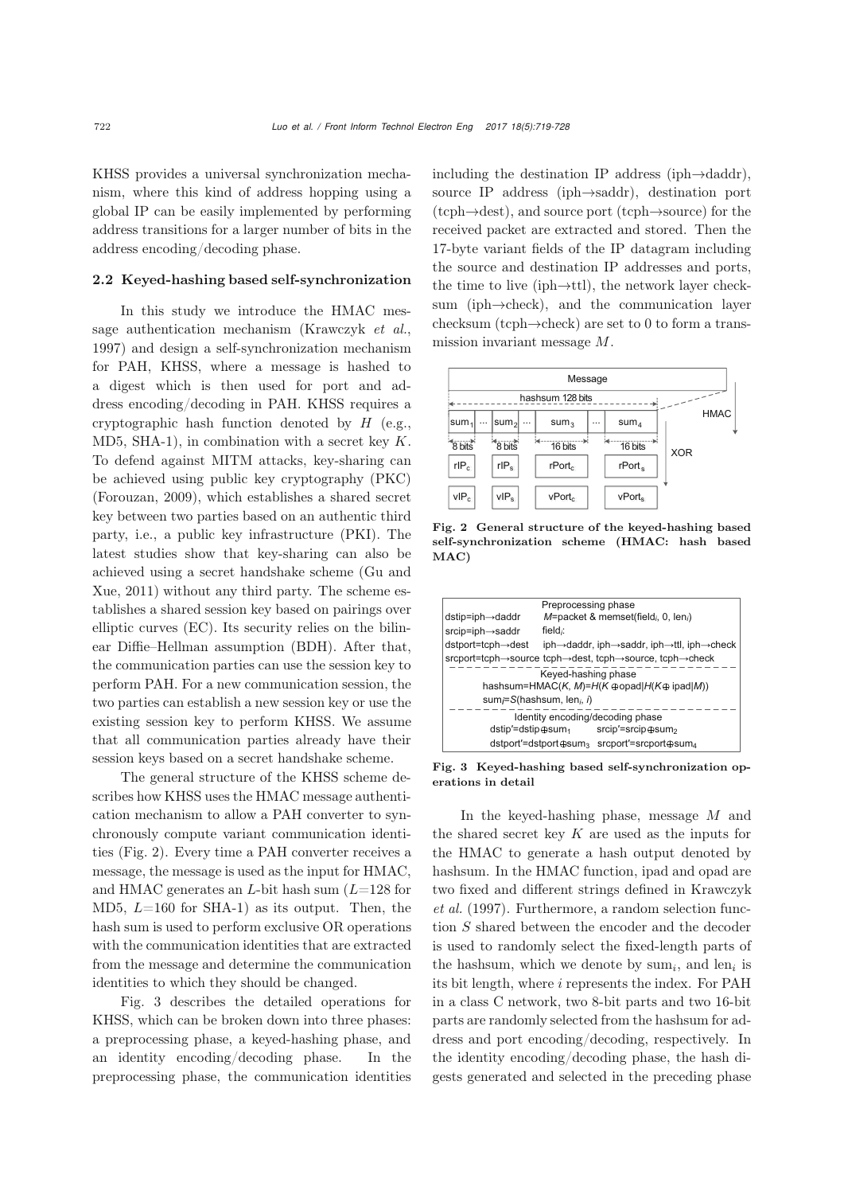KHSS provides a universal synchronization mechanism, where this kind of address hopping using a global IP can be easily implemented by performing address transitions for a larger number of bits in the address encoding/decoding phase.

### 2.2 Keyed-hashing based self-synchronization

In this study we introduce the HMAC message authentication mechanism (Krawczyk *et al.*, 1997) and design a self-synchronization mechanism for PAH, KHSS, where a message is hashed to a digest which is then used for port and address encoding/decoding in PAH. KHSS requires a cryptographic hash function denoted by $H$ (e.g., MD5, SHA-1), in combination with a secret key $K$. To defend against MITM attacks, key-sharing can be achieved using public key cryptography (PKC) (Forouzan, 2009), which establishes a shared secret key between two parties based on an authentic third party, i.e., a public key infrastructure (PKI). The latest studies show that key-sharing can also be achieved using a secret handshake scheme (Gu and Xue, 2011) without any third party. The scheme establishes a shared session key based on pairings over elliptic curves (EC). Its security relies on the bilinear Diffie–Hellman assumption (BDH). After that, the communication parties can use the session key to perform PAH. For a new communication session, the two parties can establish a new session key or use the existing session key to perform KHSS. We assume that all communication parties already have their session keys based on a secret handshake scheme.

The general structure of the KHSS scheme describes how KHSS uses the HMAC message authentication mechanism to allow a PAH converter to synchronously compute variant communication identities (Fig. 2). Every time a PAH converter receives a message, the message is used as the input for HMAC, and HMAC generates an $L$-bit hash sum ($L$=128 for MD5, $L$=160 for SHA-1) as its output. Then, the hash sum is used to perform exclusive OR operations with the communication identities that are extracted from the message and determine the communication identities to which they should be changed.

Fig. 3 describes the detailed operations for KHSS, which can be broken down into three phases: a preprocessing phase, a keyed-hashing phase, and an identity encoding/decoding phase. In the preprocessing phase, the communication identities including the destination IP address (iph→daddr), source IP address (iph→saddr), destination port (tcph→dest), and source port (tcph→source) for the received packet are extracted and stored. Then the 17-byte variant fields of the IP datagram including the source and destination IP addresses and ports, the time to live (iph→ttl), the network layer checksum (iph→check), and the communication layer checksum (tcph→check) are set to 0 to form a transmission invariant message $M$.

**Fig. 2 General structure of the keyed-hashing based self-synchronization scheme (HMAC: hash based MAC)**

**Fig. 3 Keyed-hashing based self-synchronization operations in detail**

In the keyed-hashing phase, message $M$ and the shared secret key $K$ are used as the inputs for the HMAC to generate a hash output denoted by hashsum. In the HMAC function, ipad and opad are two fixed and different strings defined in Krawczyk *et al.* (1997). Furthermore, a random selection function $S$ shared between the encoder and the decoder is used to randomly select the fixed-length parts of the hashsum, which we denote by $\text{sum}_i$, and $\text{len}_i$ is its bit length, where $i$ represents the index. For PAH in a class C network, two 8-bit parts and two 16-bit parts are randomly selected from the hashsum for address and port encoding/decoding, respectively. In the identity encoding/decoding phase, the hash digests generated and selected in the preceding phase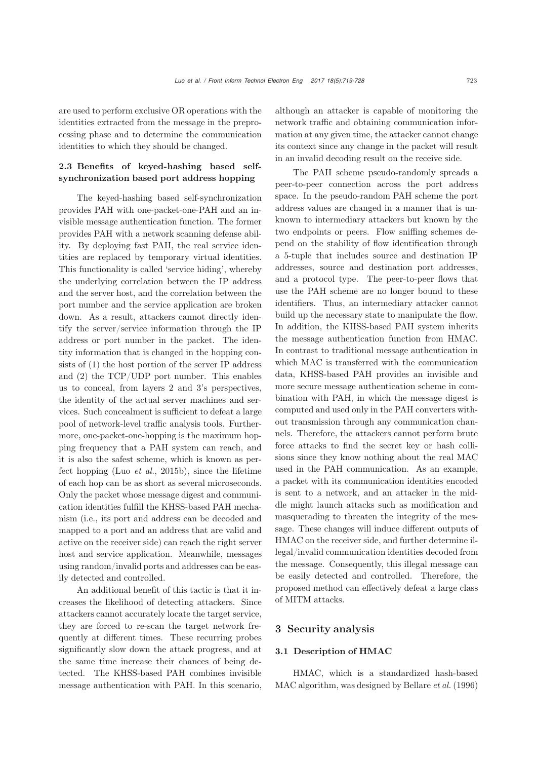are used to perform exclusive OR operations with the identities extracted from the message in the preprocessing phase and to determine the communication identities to which they should be changed.

### 2.3 Benefits of keyed-hashing based self-synchronization based port address hopping

The keyed-hashing based self-synchronization provides PAH with one-packet-one-PAH and an invisible message authentication function. The former provides PAH with a network scanning defense ability. By deploying fast PAH, the real service identities are replaced by temporary virtual identities. This functionality is called 'service hiding', whereby the underlying correlation between the IP address and the server host, and the correlation between the port number and the service application are broken down. As a result, attackers cannot directly identify the server/service information through the IP address or port number in the packet. The identity information that is changed in the hopping consists of (1) the host portion of the server IP address and (2) the TCP/UDP port number. This enables us to conceal, from layers 2 and 3's perspectives, the identity of the actual server machines and services. Such concealment is sufficient to defeat a large pool of network-level traffic analysis tools. Furthermore, one-packet-one-hopping is the maximum hopping frequency that a PAH system can reach, and it is also the safest scheme, which is known as perfect hopping (Luo *et al.*, 2015b), since the lifetime of each hop can be as short as several microseconds. Only the packet whose message digest and communication identities fulfill the KHSS-based PAH mechanism (i.e., its port and address can be decoded and mapped to a port and an address that are valid and active on the receiver side) can reach the right server host and service application. Meanwhile, messages using random/invalid ports and addresses can be easily detected and controlled.

An additional benefit of this tactic is that it increases the likelihood of detecting attackers. Since attackers cannot accurately locate the target service, they are forced to re-scan the target network frequently at different times. These recurring probes significantly slow down the attack progress, and at the same time increase their chances of being detected. The KHSS-based PAH combines invisible message authentication with PAH. In this scenario, although an attacker is capable of monitoring the network traffic and obtaining communication information at any given time, the attacker cannot change its context since any change in the packet will result in an invalid decoding result on the receive side.

The PAH scheme pseudo-randomly spreads a peer-to-peer connection across the port address space. In the pseudo-random PAH scheme the port address values are changed in a manner that is unknown to intermediary attackers but known by the two endpoints or peers. Flow sniffing schemes depend on the stability of flow identification through a 5-tuple that includes source and destination IP addresses, source and destination port addresses, and a protocol type. The peer-to-peer flows that use the PAH scheme are no longer bound to these identifiers. Thus, an intermediary attacker cannot build up the necessary state to manipulate the flow. In addition, the KHSS-based PAH system inherits the message authentication function from HMAC. In contrast to traditional message authentication in which MAC is transferred with the communication data, KHSS-based PAH provides an invisible and more secure message authentication scheme in combination with PAH, in which the message digest is computed and used only in the PAH converters without transmission through any communication channels. Therefore, the attackers cannot perform brute force attacks to find the secret key or hash collisions since they know nothing about the real MAC used in the PAH communication. As an example, a packet with its communication identities encoded is sent to a network, and an attacker in the middle might launch attacks such as modification and masquerading to threaten the integrity of the message. These changes will induce different outputs of HMAC on the receiver side, and further determine illegal/invalid communication identities decoded from the message. Consequently, this illegal message can be easily detected and controlled. Therefore, the proposed method can effectively defeat a large class of MITM attacks.

## 3 Security analysis

### 3.1 Description of HMAC

HMAC, which is a standardized hash-based MAC algorithm, was designed by Bellare *et al.* (1996)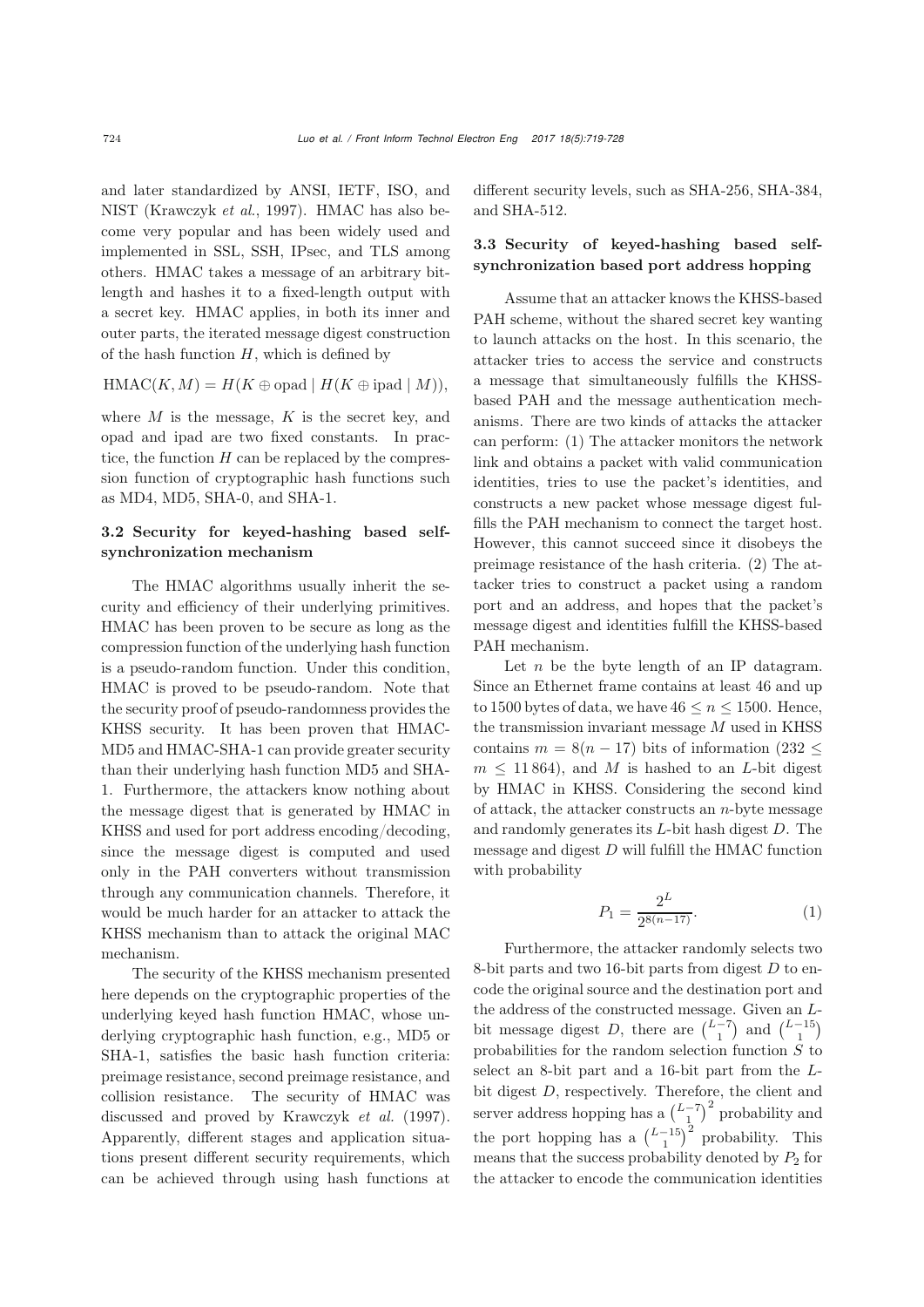and later standardized by ANSI, IETF, ISO, and NIST (Krawczyk *et al.*, 1997). HMAC has also become very popular and has been widely used and implemented in SSL, SSH, IPsec, and TLS among others. HMAC takes a message of an arbitrary bit-length and hashes it to a fixed-length output with a secret key. HMAC applies, in both its inner and outer parts, the iterated message digest construction of the hash function $H$, which is defined by

$$\mathrm{HMAC}(K, M) = H(K \oplus \mathrm{opad} \mid H(K \oplus \mathrm{ipad} \mid M)),$$

where $M$ is the message, $K$ is the secret key, and opad and ipad are two fixed constants. In practice, the function $H$ can be replaced by the compression function of cryptographic hash functions such as MD4, MD5, SHA-0, and SHA-1.

### 3.2 Security for keyed-hashing based self-synchronization mechanism

The HMAC algorithms usually inherit the security and efficiency of their underlying primitives. HMAC has been proven to be secure as long as the compression function of the underlying hash function is a pseudo-random function. Under this condition, HMAC is proved to be pseudo-random. Note that the security proof of pseudo-randomness provides the KHSS security. It has been proven that HMAC-MD5 and HMAC-SHA-1 can provide greater security than their underlying hash function MD5 and SHA-1. Furthermore, the attackers know nothing about the message digest that is generated by HMAC in KHSS and used for port address encoding/decoding, since the message digest is computed and used only in the PAH converters without transmission through any communication channels. Therefore, it would be much harder for an attacker to attack the KHSS mechanism than to attack the original MAC mechanism.

The security of the KHSS mechanism presented here depends on the cryptographic properties of the underlying keyed hash function HMAC, whose underlying cryptographic hash function, e.g., MD5 or SHA-1, satisfies the basic hash function criteria: preimage resistance, second preimage resistance, and collision resistance. The security of HMAC was discussed and proved by Krawczyk *et al.* (1997). Apparently, different stages and application situations present different security requirements, which can be achieved through using hash functions at different security levels, such as SHA-256, SHA-384, and SHA-512.

### 3.3 Security of keyed-hashing based self-synchronization based port address hopping

Assume that an attacker knows the KHSS-based PAH scheme, without the shared secret key wanting to launch attacks on the host. In this scenario, the attacker tries to access the service and constructs a message that simultaneously fulfills the KHSS-based PAH and the message authentication mechanisms. There are two kinds of attacks the attacker can perform: (1) The attacker monitors the network link and obtains a packet with valid communication identities, tries to use the packet's identities, and constructs a new packet whose message digest fulfills the PAH mechanism to connect the target host. However, this cannot succeed since it disobeys the preimage resistance of the hash criteria. (2) The attacker tries to construct a packet using a random port and an address, and hopes that the packet's message digest and identities fulfill the KHSS-based PAH mechanism.

Let $n$ be the byte length of an IP datagram. Since an Ethernet frame contains at least 46 and up to 1500 bytes of data, we have $46 \le n \le 1500$. Hence, the transmission invariant message $M$ used in KHSS contains $m = 8(n-17)$ bits of information ($232 \le m \le 11\,864$), and $M$ is hashed to an $L$-bit digest by HMAC in KHSS. Considering the second kind of attack, the attacker constructs an $n$-byte message and randomly generates its $L$-bit hash digest $D$. The message and digest $D$ will fulfill the HMAC function with probability

$$P_1 = \frac{2^L}{2^{8(n-17)}}. \tag{1}$$

Furthermore, the attacker randomly selects two 8-bit parts and two 16-bit parts from digest $D$ to encode the original source and the destination port and the address of the constructed message. Given an $L$-bit message digest $D$, there are $\binom{L-7}{1}$ and $\binom{L-15}{1}$ probabilities for the random selection function $S$ to select an 8-bit part and a 16-bit part from the $L$-bit digest $D$, respectively. Therefore, the client and server address hopping has a $\binom{L-7}{1}^2$ probability and the port hopping has a $\binom{L-15}{1}^2$ probability. This means that the success probability denoted by $P_2$ for the attacker to encode the communication identities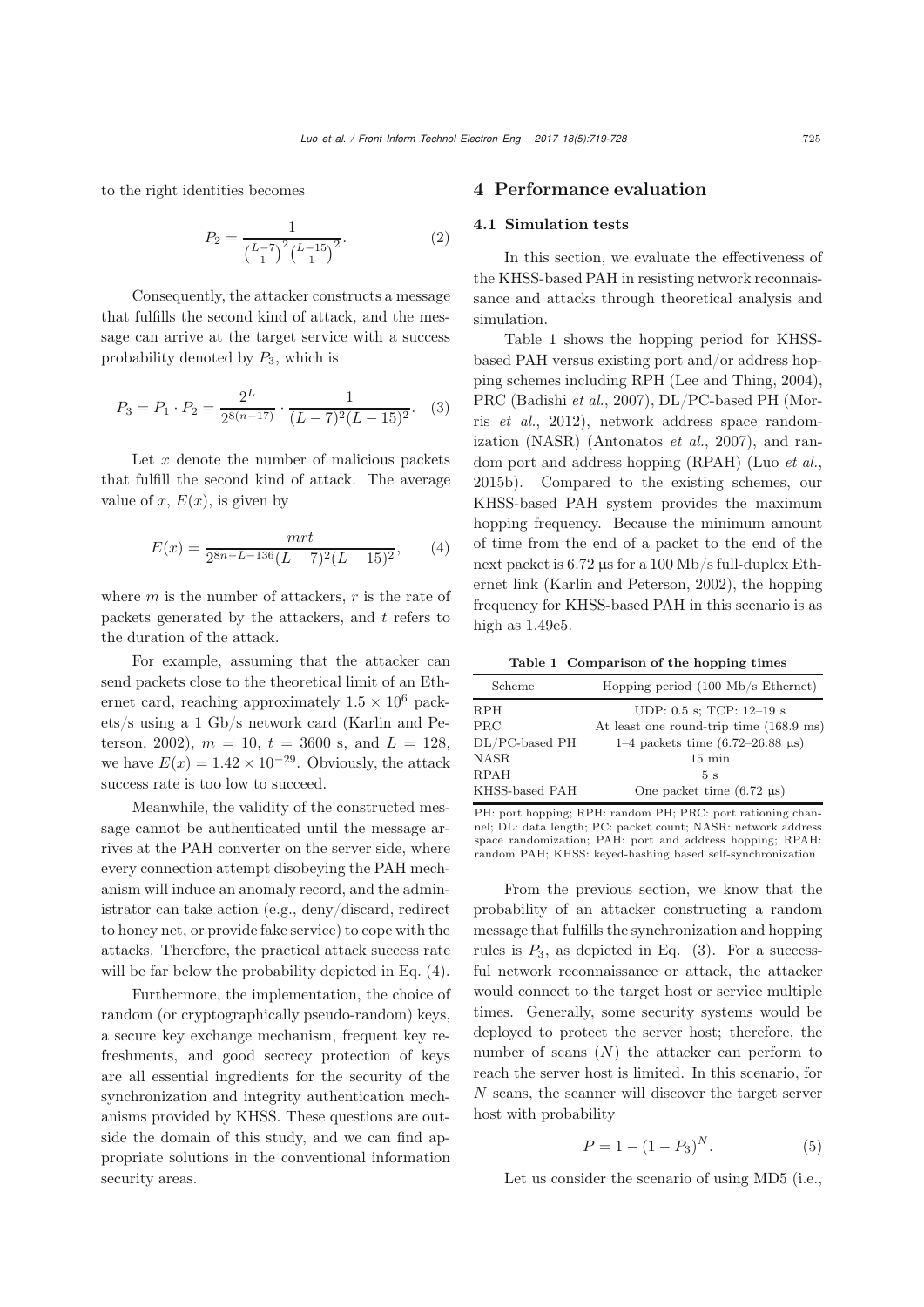to the right identities becomes

$$P_2 = \frac{1}{\binom{L-7}{1}^2 \binom{L-15}{1}^2}. \quad (2)$$

Consequently, the attacker constructs a message that fulfills the second kind of attack, and the message can arrive at the target service with a success probability denoted by $P_3$, which is

$$P_3 = P_1 \cdot P_2 = \frac{2^L}{2^{8(n-17)}} \cdot \frac{1}{(L-7)^2(L-15)^2}. \quad (3)$$

Let $x$ denote the number of malicious packets that fulfill the second kind of attack. The average value of $x$, $E(x)$, is given by

$$E(x) = \frac{mrt}{2^{8n-L-136}(L-7)^2(L-15)^2}, \quad (4)$$

where $m$ is the number of attackers, $r$ is the rate of packets generated by the attackers, and $t$ refers to the duration of the attack.

For example, assuming that the attacker can send packets close to the theoretical limit of an Ethernet card, reaching approximately $1.5 \times 10^6$ packets/s using a 1 Gb/s network card (Karlin and Peterson, 2002), $m = 10$, $t = 3600$ s, and $L = 128$, we have $E(x) = 1.42 \times 10^{-29}$. Obviously, the attack success rate is too low to succeed.

Meanwhile, the validity of the constructed message cannot be authenticated until the message arrives at the PAH converter on the server side, where every connection attempt disobeying the PAH mechanism will induce an anomaly record, and the administrator can take action (e.g., deny/discard, redirect to honey net, or provide fake service) to cope with the attacks. Therefore, the practical attack success rate will be far below the probability depicted in Eq. (4).

Furthermore, the implementation, the choice of random (or cryptographically pseudo-random) keys, a secure key exchange mechanism, frequent key refreshments, and good secrecy protection of keys are all essential ingredients for the security of the synchronization and integrity authentication mechanisms provided by KHSS. These questions are outside the domain of this study, and we can find appropriate solutions in the conventional information security areas.

## 4 Performance evaluation

### 4.1 Simulation tests

In this section, we evaluate the effectiveness of the KHSS-based PAH in resisting network reconnaissance and attacks through theoretical analysis and simulation.

Table 1 shows the hopping period for KHSS-based PAH versus existing port and/or address hopping schemes including RPH (Lee and Thing, 2004), PRC (Badishi *et al.*, 2007), DL/PC-based PH (Morris *et al.*, 2012), network address space randomization (NASR) (Antonatos *et al.*, 2007), and random port and address hopping (RPAH) (Luo *et al.*, 2015b). Compared to the existing schemes, our KHSS-based PAH system provides the maximum hopping frequency. Because the minimum amount of time from the end of a packet to the end of the next packet is 6.72 μs for a 100 Mb/s full-duplex Ethernet link (Karlin and Peterson, 2002), the hopping frequency for KHSS-based PAH in this scenario is as high as 1.49e5.

**Table 1 Comparison of the hopping times**

| Scheme | Hopping period (100 Mb/s Ethernet) |
|---|---|
| RPH | UDP: 0.5 s; TCP: 12–19 s |
| PRC | At least one round-trip time (168.9 ms) |
| DL/PC-based PH | 1–4 packets time (6.72–26.88 μs) |
| NASR | 15 min |
| RPAH | 5 s |
| KHSS-based PAH | One packet time (6.72 μs) |

PH: port hopping; RPH: random PH; PRC: port rationing channel; DL: data length; PC: packet count; NASR: network address space randomization; PAH: port and address hopping; RPAH: random PAH; KHSS: keyed-hashing based self-synchronization

From the previous section, we know that the probability of an attacker constructing a random message that fulfills the synchronization and hopping rules is $P_3$, as depicted in Eq. (3). For a successful network reconnaissance or attack, the attacker would connect to the target host or service multiple times. Generally, some security systems would be deployed to protect the server host; therefore, the number of scans ($N$) the attacker can perform to reach the server host is limited. In this scenario, for $N$ scans, the scanner will discover the target server host with probability

$$P = 1 - (1 - P_3)^N. \quad (5)$$

Let us consider the scenario of using MD5 (i.e.,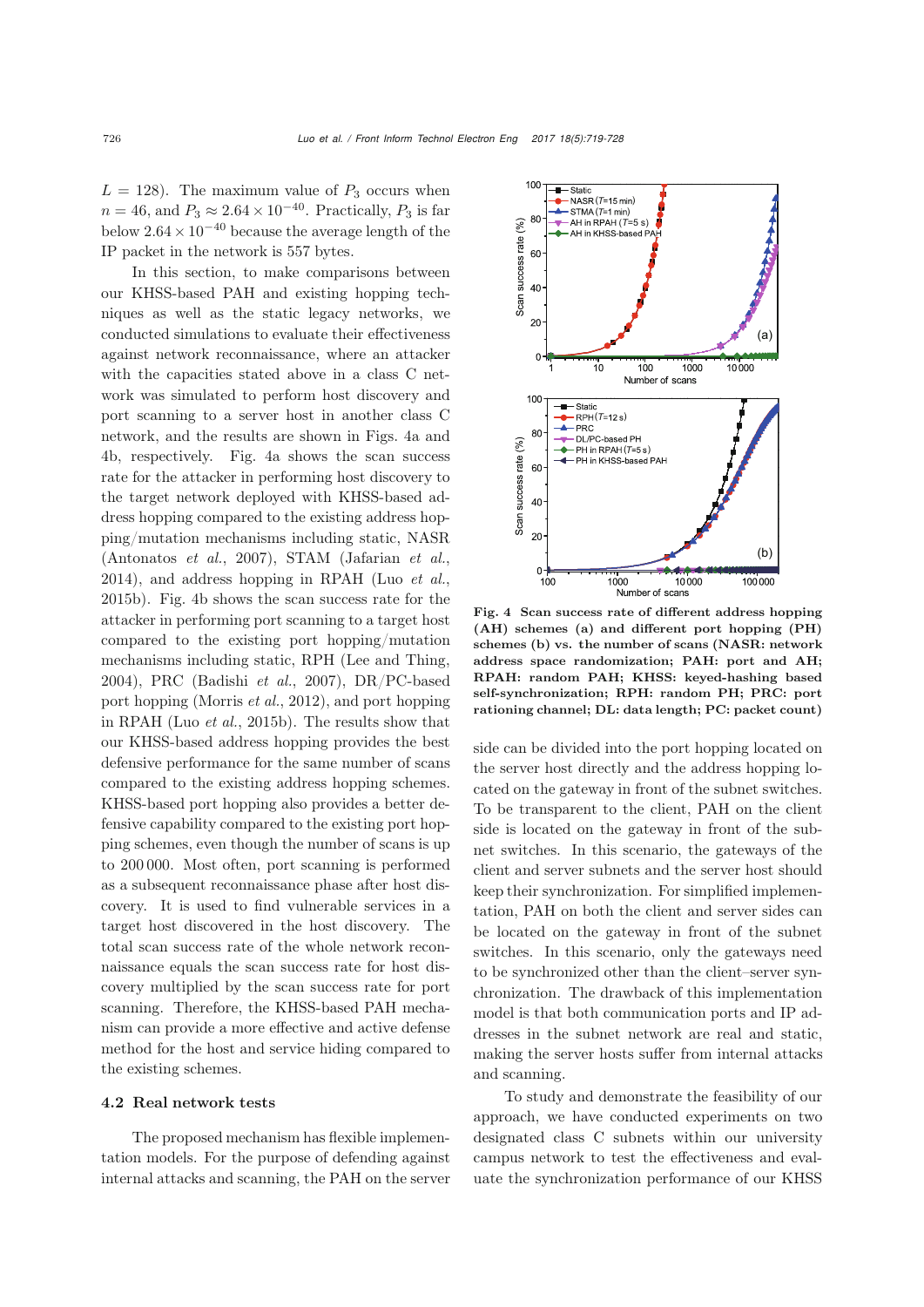$L = 128$). The maximum value of $P_3$ occurs when $n = 46$, and $P_3 \approx 2.64 \times 10^{-40}$. Practically, $P_3$ is far below $2.64 \times 10^{-40}$ because the average length of the IP packet in the network is 557 bytes.

In this section, to make comparisons between our KHSS-based PAH and existing hopping techniques as well as the static legacy networks, we conducted simulations to evaluate their effectiveness against network reconnaissance, where an attacker with the capacities stated above in a class C network was simulated to perform host discovery and port scanning to a server host in another class C network, and the results are shown in Figs. 4a and 4b, respectively. Fig. 4a shows the scan success rate for the attacker in performing host discovery to the target network deployed with KHSS-based address hopping compared to the existing address hopping/mutation mechanisms including static, NASR (Antonatos *et al.*, 2007), STAM (Jafarian *et al.*, 2014), and address hopping in RPAH (Luo *et al.*, 2015b). Fig. 4b shows the scan success rate for the attacker in performing port scanning to a target host compared to the existing port hopping/mutation mechanisms including static, RPH (Lee and Thing, 2004), PRC (Badishi *et al.*, 2007), DR/PC-based port hopping (Morris *et al.*, 2012), and port hopping in RPAH (Luo *et al.*, 2015b). The results show that our KHSS-based address hopping provides the best defensive performance for the same number of scans compared to the existing address hopping schemes. KHSS-based port hopping also provides a better defensive capability compared to the existing port hopping schemes, even though the number of scans is up to 200 000. Most often, port scanning is performed as a subsequent reconnaissance phase after host discovery. It is used to find vulnerable services in a target host discovered in the host discovery. The total scan success rate of the whole network reconnaissance equals the scan success rate for host discovery multiplied by the scan success rate for port scanning. Therefore, the KHSS-based PAH mechanism can provide a more effective and active defense method for the host and service hiding compared to the existing schemes.

**Fig. 4 Scan success rate of different address hopping (AH) schemes (a) and different port hopping (PH) schemes (b) vs. the number of scans (NASR: network address space randomization; PAH: port and AH; RPAH: random PAH; KHSS: keyed-hashing based self-synchronization; RPH: random PH; PRC: port rationing channel; DL: data length; PC: packet count)**

### 4.2 Real network tests

The proposed mechanism has flexible implementation models. For the purpose of defending against internal attacks and scanning, the PAH on the server side can be divided into the port hopping located on the server host directly and the address hopping located on the gateway in front of the subnet switches. To be transparent to the client, PAH on the client side is located on the gateway in front of the subnet switches. In this scenario, the gateways of the client and server subnets and the server host should keep their synchronization. For simplified implementation, PAH on both the client and server sides can be located on the gateway in front of the subnet switches. In this scenario, only the gateways need to be synchronized other than the client–server synchronization. The drawback of this implementation model is that both communication ports and IP addresses in the subnet network are real and static, making the server hosts suffer from internal attacks and scanning.

To study and demonstrate the feasibility of our approach, we have conducted experiments on two designated class C subnets within our university campus network to test the effectiveness and evaluate the synchronization performance of our KHSS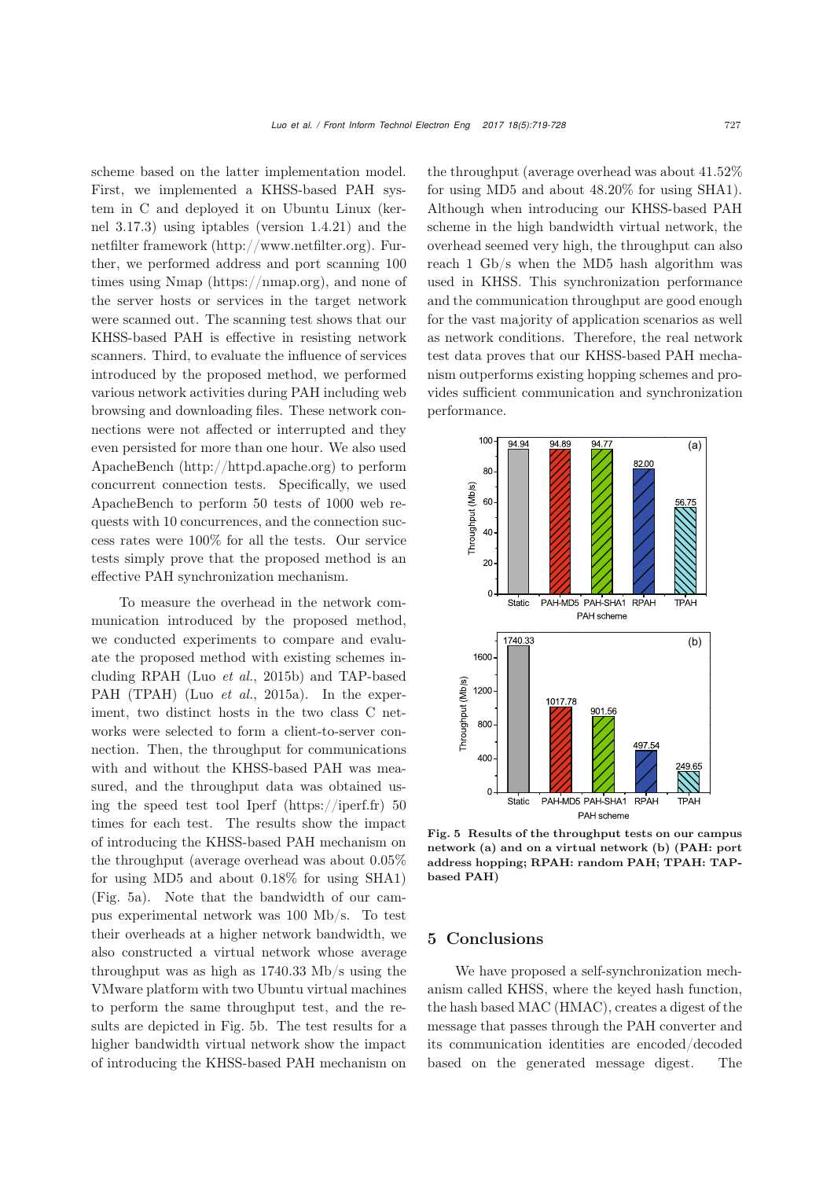scheme based on the latter implementation model. First, we implemented a KHSS-based PAH system in C and deployed it on Ubuntu Linux (kernel 3.17.3) using iptables (version 1.4.21) and the netfilter framework (http://www.netfilter.org). Further, we performed address and port scanning 100 times using Nmap (https://nmap.org), and none of the server hosts or services in the target network were scanned out. The scanning test shows that our KHSS-based PAH is effective in resisting network scanners. Third, to evaluate the influence of services introduced by the proposed method, we performed various network activities during PAH including web browsing and downloading files. These network connections were not affected or interrupted and they even persisted for more than one hour. We also used ApacheBench (http://httpd.apache.org) to perform concurrent connection tests. Specifically, we used ApacheBench to perform 50 tests of 1000 web requests with 10 concurrences, and the connection success rates were 100% for all the tests. Our service tests simply prove that the proposed method is an effective PAH synchronization mechanism.

To measure the overhead in the network communication introduced by the proposed method, we conducted experiments to compare and evaluate the proposed method with existing schemes including RPAH (Luo *et al.*, 2015b) and TAP-based PAH (TPAH) (Luo *et al.*, 2015a). In the experiment, two distinct hosts in the two class C networks were selected to form a client-to-server connection. Then, the throughput for communications with and without the KHSS-based PAH was measured, and the throughput data was obtained using the speed test tool Iperf (https://iperf.fr) 50 times for each test. The results show the impact of introducing the KHSS-based PAH mechanism on the throughput (average overhead was about 0.05% for using MD5 and about 0.18% for using SHA1) (Fig. 5a). Note that the bandwidth of our campus experimental network was 100 Mb/s. To test their overheads at a higher network bandwidth, we also constructed a virtual network whose average throughput was as high as 1740.33 Mb/s using the VMware platform with two Ubuntu virtual machines to perform the same throughput test, and the results are depicted in Fig. 5b. The test results for a higher bandwidth virtual network show the impact of introducing the KHSS-based PAH mechanism on the throughput (average overhead was about 41.52% for using MD5 and about 48.20% for using SHA1). Although when introducing our KHSS-based PAH scheme in the high bandwidth virtual network, the overhead seemed very high, the throughput can also reach 1 Gb/s when the MD5 hash algorithm was used in KHSS. This synchronization performance and the communication throughput are good enough for the vast majority of application scenarios as well as network conditions. Therefore, the real network test data proves that our KHSS-based PAH mechanism outperforms existing hopping schemes and provides sufficient communication and synchronization performance.

| PAH scheme | Throughput (Mb/s), (a) campus network | Throughput (Mb/s), (b) virtual network |
| --- | --- | --- |
| Static | 94.94 | 1740.33 |
| PAH-MD5 | 94.89 | 1017.78 |
| PAH-SHA1 | 94.77 | 901.56 |
| RPAH | 82.00 | 497.54 |
| TPAH | 56.75 | 249.65 |

**Fig. 5 Results of the throughput tests on our campus network (a) and on a virtual network (b) (PAH: port address hopping; RPAH: random PAH; TPAH: TAP-based PAH)**

## 5 Conclusions

We have proposed a self-synchronization mechanism called KHSS, where the keyed hash function, the hash based MAC (HMAC), creates a digest of the message that passes through the PAH converter and its communication identities are encoded/decoded based on the generated message digest. The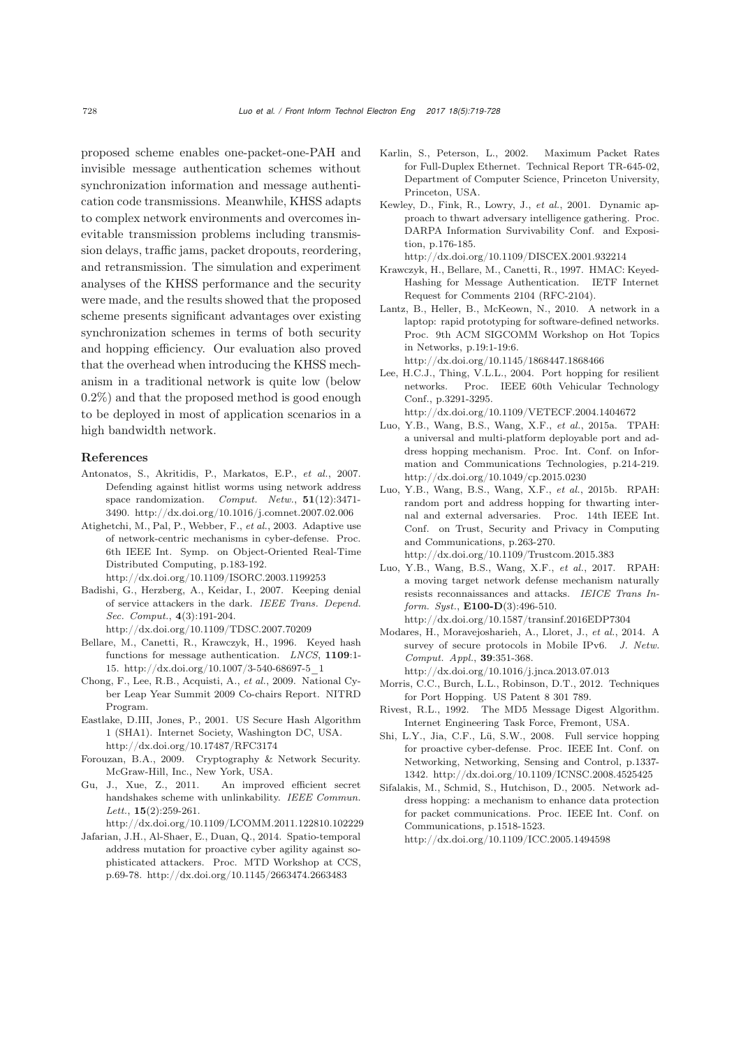proposed scheme enables one-packet-one-PAH and invisible message authentication schemes without synchronization information and message authentication code transmissions. Meanwhile, KHSS adapts to complex network environments and overcomes inevitable transmission problems including transmission delays, traffic jams, packet dropouts, reordering, and retransmission. The simulation and experiment analyses of the KHSS performance and the security were made, and the results showed that the proposed scheme presents significant advantages over existing synchronization schemes in terms of both security and hopping efficiency. Our evaluation also proved that the overhead when introducing the KHSS mechanism in a traditional network is quite low (below 0.2%) and that the proposed method is good enough to be deployed in most of application scenarios in a high bandwidth network.

## References

Antonatos, S., Akritidis, P., Markatos, E.P., *et al.*, 2007. Defending against hitlist worms using network address space randomization. *Comput. Netw.*, **51**(12):3471-3490. http://dx.doi.org/10.1016/j.comnet.2007.02.006

Atighetchi, M., Pal, P., Webber, F., *et al.*, 2003. Adaptive use of network-centric mechanisms in cyber-defense. Proc. 6th IEEE Int. Symp. on Object-Oriented Real-Time Distributed Computing, p.183-192. http://dx.doi.org/10.1109/ISORC.2003.1199253

Badishi, G., Herzberg, A., Keidar, I., 2007. Keeping denial of service attackers in the dark. *IEEE Trans. Depend. Sec. Comput.*, **4**(3):191-204. http://dx.doi.org/10.1109/TDSC.2007.70209

Bellare, M., Canetti, R., Krawczyk, H., 1996. Keyed hash functions for message authentication. *LNCS*, **1109**:1-15. http://dx.doi.org/10.1007/3-540-68697-5_1

Chong, F., Lee, R.B., Acquisti, A., *et al.*, 2009. National Cyber Leap Year Summit 2009 Co-chairs Report. NITRD Program.

Eastlake, D.III, Jones, P., 2001. US Secure Hash Algorithm 1 (SHA1). Internet Society, Washington DC, USA. http://dx.doi.org/10.17487/RFC3174

Forouzan, B.A., 2009. Cryptography & Network Security. McGraw-Hill, Inc., New York, USA.

Gu, J., Xue, Z., 2011. An improved efficient secret handshakes scheme with unlinkability. *IEEE Commun. Lett.*, **15**(2):259-261. http://dx.doi.org/10.1109/LCOMM.2011.122810.102229

Jafarian, J.H., Al-Shaer, E., Duan, Q., 2014. Spatio-temporal address mutation for proactive cyber agility against sophisticated attackers. Proc. MTD Workshop at CCS, p.69-78. http://dx.doi.org/10.1145/2663474.2663483

Karlin, S., Peterson, L., 2002. Maximum Packet Rates for Full-Duplex Ethernet. Technical Report TR-645-02, Department of Computer Science, Princeton University, Princeton, USA.

Kewley, D., Fink, R., Lowry, J., *et al.*, 2001. Dynamic approach to thwart adversary intelligence gathering. Proc. DARPA Information Survivability Conf. and Exposition, p.176-185. http://dx.doi.org/10.1109/DISCEX.2001.932214

Krawczyk, H., Bellare, M., Canetti, R., 1997. HMAC: Keyed-Hashing for Message Authentication. IETF Internet Request for Comments 2104 (RFC-2104).

Lantz, B., Heller, B., McKeown, N., 2010. A network in a laptop: rapid prototyping for software-defined networks. Proc. 9th ACM SIGCOMM Workshop on Hot Topics in Networks, p.19:1-19:6. http://dx.doi.org/10.1145/1868447.1868466

Lee, H.C.J., Thing, V.L.L., 2004. Port hopping for resilient networks. Proc. IEEE 60th Vehicular Technology Conf., p.3291-3295. http://dx.doi.org/10.1109/VETECF.2004.1404672

Luo, Y.B., Wang, B.S., Wang, X.F., *et al.*, 2015a. TPAH: a universal and multi-platform deployable port and address hopping mechanism. Proc. Int. Conf. on Information and Communications Technologies, p.214-219. http://dx.doi.org/10.1049/cp.2015.0230

Luo, Y.B., Wang, B.S., Wang, X.F., *et al.*, 2015b. RPAH: random port and address hopping for thwarting internal and external adversaries. Proc. 14th IEEE Int. Conf. on Trust, Security and Privacy in Computing and Communications, p.263-270. http://dx.doi.org/10.1109/Trustcom.2015.383

Luo, Y.B., Wang, B.S., Wang, X.F., *et al.*, 2017. RPAH: a moving target network defense mechanism naturally resists reconnaissances and attacks. *IEICE Trans Inform. Syst.*, **E100-D**(3):496-510. http://dx.doi.org/10.1587/transinf.2016EDP7304

Modares, H., Moravejosharieh, A., Lloret, J., *et al.*, 2014. A survey of secure protocols in Mobile IPv6. *J. Netw. Comput. Appl.*, **39**:351-368. http://dx.doi.org/10.1016/j.jnca.2013.07.013

Morris, C.C., Burch, L.L., Robinson, D.T., 2012. Techniques for Port Hopping. US Patent 8 301 789.

Rivest, R.L., 1992. The MD5 Message Digest Algorithm. Internet Engineering Task Force, Fremont, USA.

Shi, L.Y., Jia, C.F., Lü, S.W., 2008. Full service hopping for proactive cyber-defense. Proc. IEEE Int. Conf. on Networking, Networking, Sensing and Control, p.1337-1342. http://dx.doi.org/10.1109/ICNSC.2008.4525425

Sifalakis, M., Schmid, S., Hutchison, D., 2005. Network address hopping: a mechanism to enhance data protection for packet communications. Proc. IEEE Int. Conf. on Communications, p.1518-1523. http://dx.doi.org/10.1109/ICC.2005.1494598